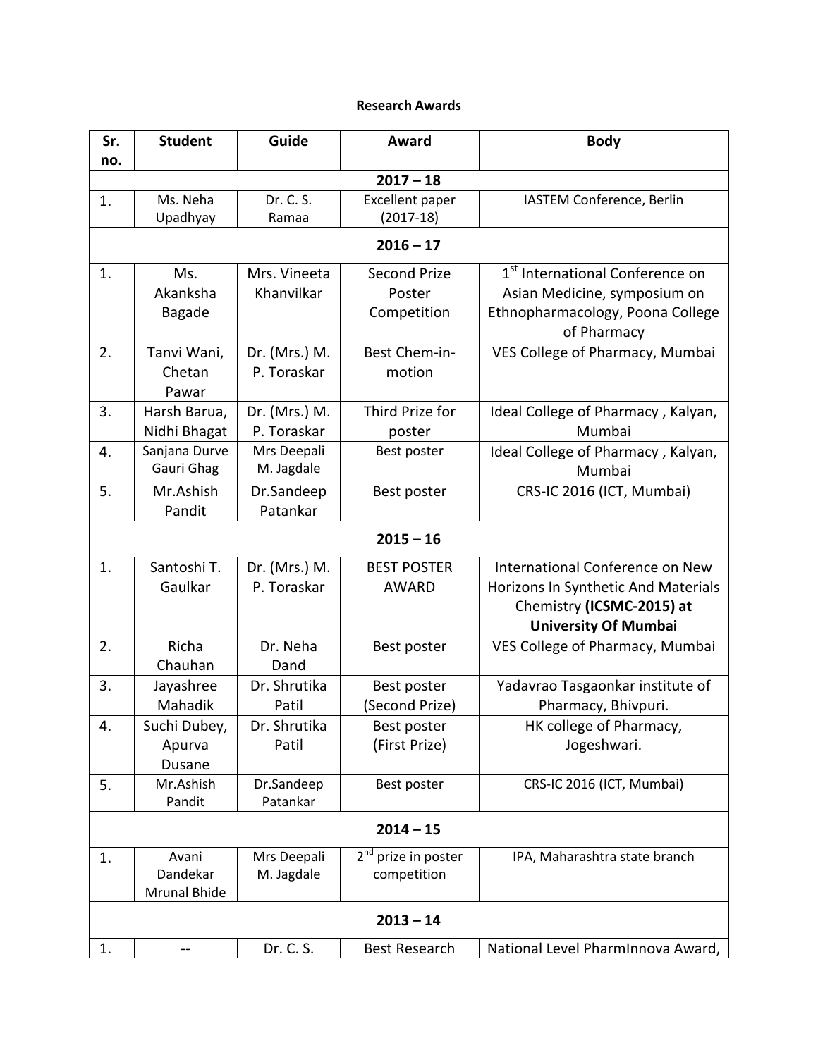**Research Awards**

| Sr. no. | Student | Guide | Award | Body |
|---|---|---|---|---|
| **2017 – 18** | | | | |
| 1. | Ms. Neha Upadhyay | Dr. C. S. Ramaa | Excellent paper (2017-18) | IASTEM Conference, Berlin |
| **2016 – 17** | | | | |
| 1. | Ms. Akanksha Bagade | Mrs. Vineeta Khanvilkar | Second Prize Poster Competition | 1st International Conference on Asian Medicine, symposium on Ethnopharmacology, Poona College of Pharmacy |
| 2. | Tanvi Wani, Chetan Pawar | Dr. (Mrs.) M. P. Toraskar | Best Chem-in-motion | VES College of Pharmacy, Mumbai |
| 3. | Harsh Barua, Nidhi Bhagat | Dr. (Mrs.) M. P. Toraskar | Third Prize for poster | Ideal College of Pharmacy , Kalyan, Mumbai |
| 4. | Sanjana Durve Gauri Ghag | Mrs Deepali M. Jagdale | Best poster | Ideal College of Pharmacy , Kalyan, Mumbai |
| 5. | Mr.Ashish Pandit | Dr.Sandeep Patankar | Best poster | CRS-IC 2016 (ICT, Mumbai) |
| **2015 – 16** | | | | |
| 1. | Santoshi T. Gaulkar | Dr. (Mrs.) M. P. Toraskar | BEST POSTER AWARD | International Conference on New Horizons In Synthetic And Materials Chemistry **(ICSMC-2015) at University Of Mumbai** |
| 2. | Richa Chauhan | Dr. Neha Dand | Best poster | VES College of Pharmacy, Mumbai |
| 3. | Jayashree Mahadik | Dr. Shrutika Patil | Best poster (Second Prize) | Yadavrao Tasgaonkar institute of Pharmacy, Bhivpuri. |
| 4. | Suchi Dubey, Apurva Dusane | Dr. Shrutika Patil | Best poster (First Prize) | HK college of Pharmacy, Jogeshwari. |
| 5. | Mr.Ashish Pandit | Dr.Sandeep Patankar | Best poster | CRS-IC 2016 (ICT, Mumbai) |
| **2014 – 15** | | | | |
| 1. | Avani Dandekar Mrunal Bhide | Mrs Deepali M. Jagdale | 2nd prize in poster competition | IPA, Maharashtra state branch |
| **2013 – 14** | | | | |
| 1. | -- | Dr. C. S. | Best Research | National Level PharmInnova Award, |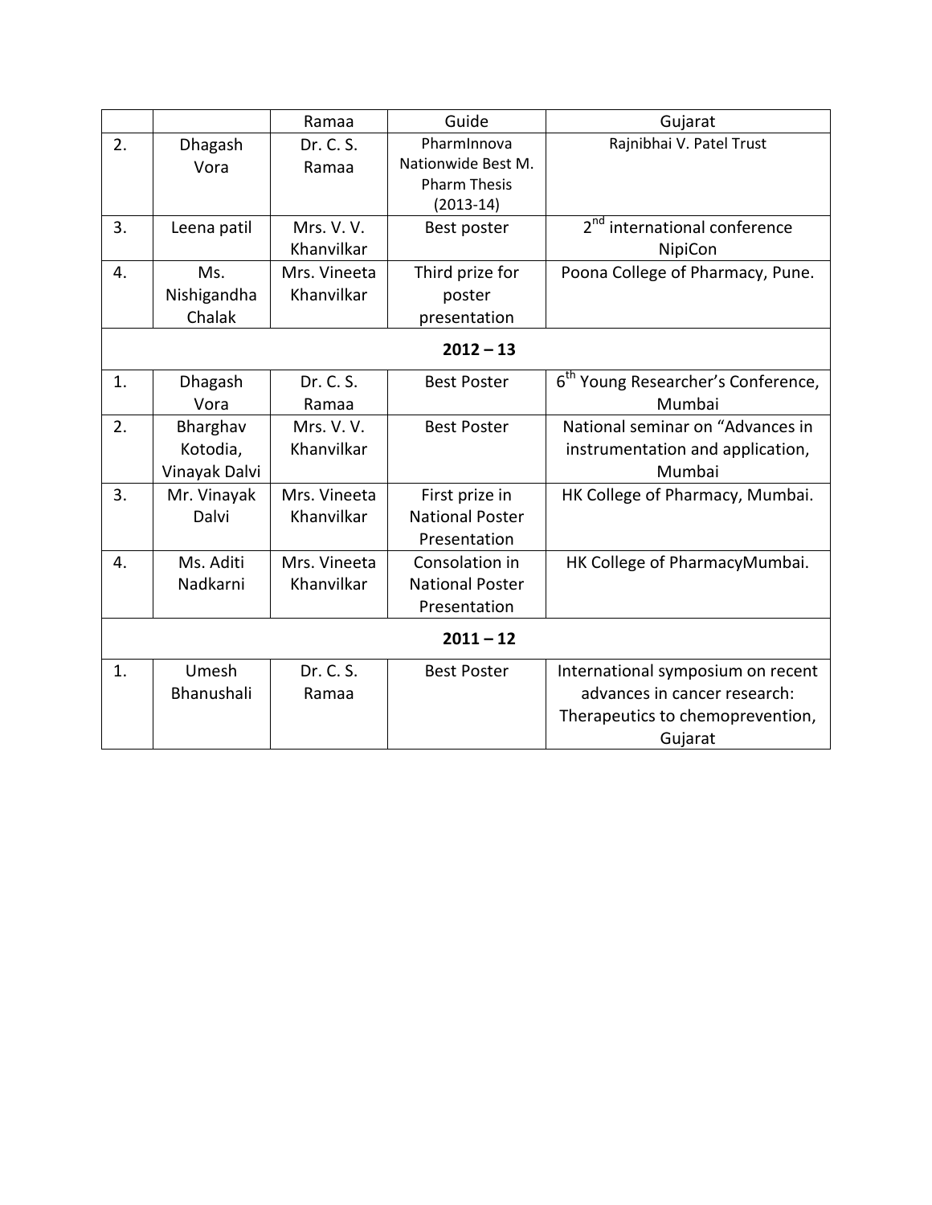| | | | | |
|---|---|---|---|---|
| | | Ramaa | Guide | Gujarat |
| 2. | Dhagash Vora | Dr. C. S. Ramaa | PharmInnova Nationwide Best M. Pharm Thesis (2013-14) | Rajnibhai V. Patel Trust |
| 3. | Leena patil | Mrs. V. V. Khanvilkar | Best poster | 2nd international conference NipiCon |
| 4. | Ms. Nishigandha Chalak | Mrs. Vineeta Khanvilkar | Third prize for poster presentation | Poona College of Pharmacy, Pune. |
| | | **2012 – 13** | | |
| 1. | Dhagash Vora | Dr. C. S. Ramaa | Best Poster | 6th Young Researcher's Conference, Mumbai |
| 2. | Bharghav Kotodia, Vinayak Dalvi | Mrs. V. V. Khanvilkar | Best Poster | National seminar on "Advances in instrumentation and application, Mumbai |
| 3. | Mr. Vinayak Dalvi | Mrs. Vineeta Khanvilkar | First prize in National Poster Presentation | HK College of Pharmacy, Mumbai. |
| 4. | Ms. Aditi Nadkarni | Mrs. Vineeta Khanvilkar | Consolation in National Poster Presentation | HK College of PharmacyMumbai. |
| | | **2011 – 12** | | |
| 1. | Umesh Bhanushali | Dr. C. S. Ramaa | Best Poster | International symposium on recent advances in cancer research: Therapeutics to chemoprevention, Gujarat |